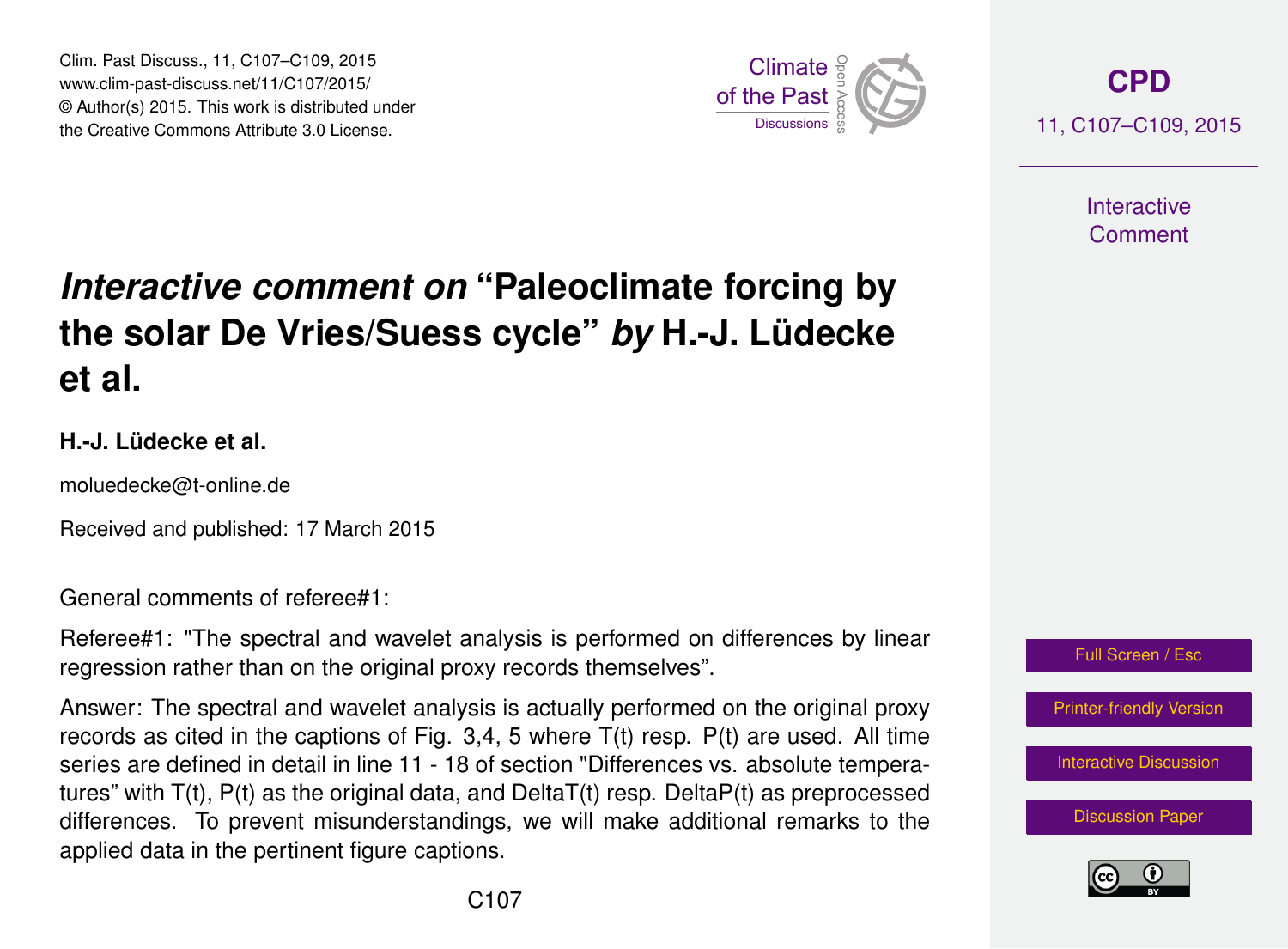# *Interactive comment on* "Paleoclimate forcing by the solar De Vries/Suess cycle" *by* H.-J. Lüdecke et al.

**H.-J. Lüdecke et al.**

moluedecke@t-online.de

Received and published: 17 March 2015

General comments of referee#1:

Referee#1: "The spectral and wavelet analysis is performed on differences by linear regression rather than on the original proxy records themselves".

Answer: The spectral and wavelet analysis is actually performed on the original proxy records as cited in the captions of Fig. 3,4, 5 where T(t) resp. P(t) are used. All time series are defined in detail in line 11 - 18 of section "Differences vs. absolute temperatures" with T(t), P(t) as the original data, and DeltaT(t) resp. DeltaP(t) as preprocessed differences. To prevent misunderstandings, we will make additional remarks to the applied data in the pertinent figure captions.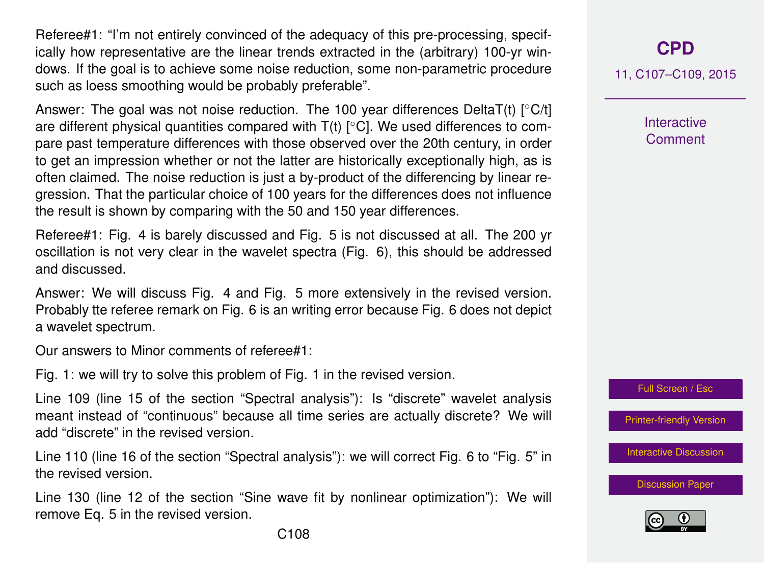Referee#1: "I'm not entirely convinced of the adequacy of this pre-processing, specifically how representative are the linear trends extracted in the (arbitrary) 100-yr windows. If the goal is to achieve some noise reduction, some non-parametric procedure such as loess smoothing would be probably preferable".

Answer: The goal was not noise reduction. The 100 year differences DeltaT(t) [°C/t] are different physical quantities compared with T(t) [°C]. We used differences to compare past temperature differences with those observed over the 20th century, in order to get an impression whether or not the latter are historically exceptionally high, as is often claimed. The noise reduction is just a by-product of the differencing by linear regression. That the particular choice of 100 years for the differences does not influence the result is shown by comparing with the 50 and 150 year differences.

Referee#1: Fig. 4 is barely discussed and Fig. 5 is not discussed at all. The 200 yr oscillation is not very clear in the wavelet spectra (Fig. 6), this should be addressed and discussed.

Answer: We will discuss Fig. 4 and Fig. 5 more extensively in the revised version. Probably tte referee remark on Fig. 6 is an writing error because Fig. 6 does not depict a wavelet spectrum.

Our answers to Minor comments of referee#1:

Fig. 1: we will try to solve this problem of Fig. 1 in the revised version.

Line 109 (line 15 of the section "Spectral analysis"): Is "discrete" wavelet analysis meant instead of "continuous" because all time series are actually discrete? We will add "discrete" in the revised version.

Line 110 (line 16 of the section "Spectral analysis"): we will correct Fig. 6 to "Fig. 5" in the revised version.

Line 130 (line 12 of the section "Sine wave fit by nonlinear optimization"): We will remove Eq. 5 in the revised version.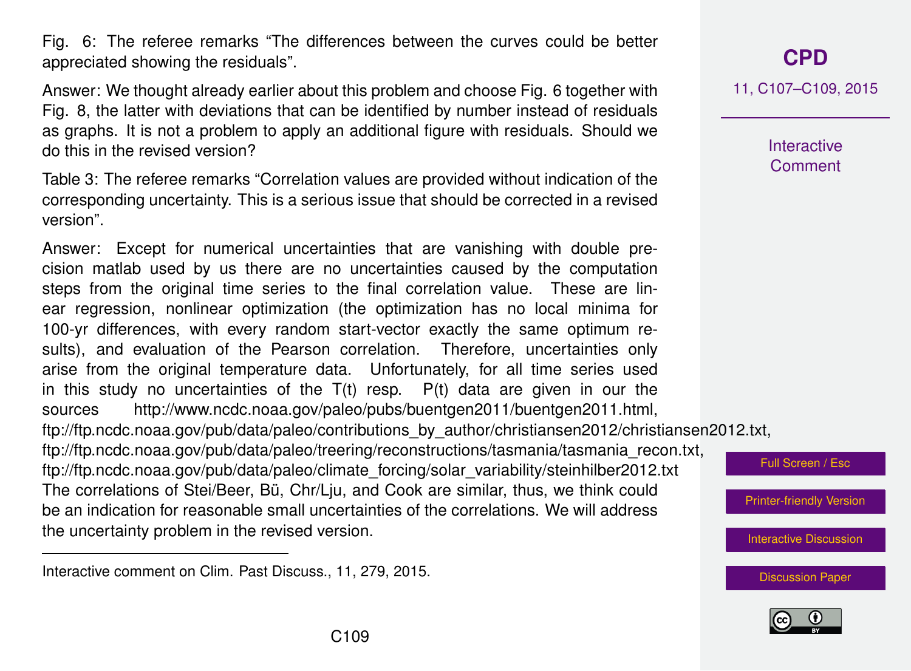Fig. 6: The referee remarks "The differences between the curves could be better appreciated showing the residuals".

Answer: We thought already earlier about this problem and choose Fig. 6 together with Fig. 8, the latter with deviations that can be identified by number instead of residuals as graphs. It is not a problem to apply an additional figure with residuals. Should we do this in the revised version?

Table 3: The referee remarks "Correlation values are provided without indication of the corresponding uncertainty. This is a serious issue that should be corrected in a revised version".

Answer: Except for numerical uncertainties that are vanishing with double precision matlab used by us there are no uncertainties caused by the computation steps from the original time series to the final correlation value. These are linear regression, nonlinear optimization (the optimization has no local minima for 100-yr differences, with every random start-vector exactly the same optimum results), and evaluation of the Pearson correlation. Therefore, uncertainties only arise from the original temperature data. Unfortunately, for all time series used in this study no uncertainties of the T(t) resp. P(t) data are given in our the sources http://www.ncdc.noaa.gov/paleo/pubs/buentgen2011/buentgen2011.html, ftp://ftp.ncdc.noaa.gov/pub/data/paleo/contributions_by_author/christiansen2012/christiansen2012.txt, ftp://ftp.ncdc.noaa.gov/pub/data/paleo/treering/reconstructions/tasmania/tasmania_recon.txt, ftp://ftp.ncdc.noaa.gov/pub/data/paleo/climate_forcing/solar_variability/steinhilber2012.txt The correlations of Stei/Beer, Bü, Chr/Lju, and Cook are similar, thus, we think could be an indication for reasonable small uncertainties of the correlations. We will address the uncertainty problem in the revised version.

---

Interactive comment on Clim. Past Discuss., 11, 279, 2015.